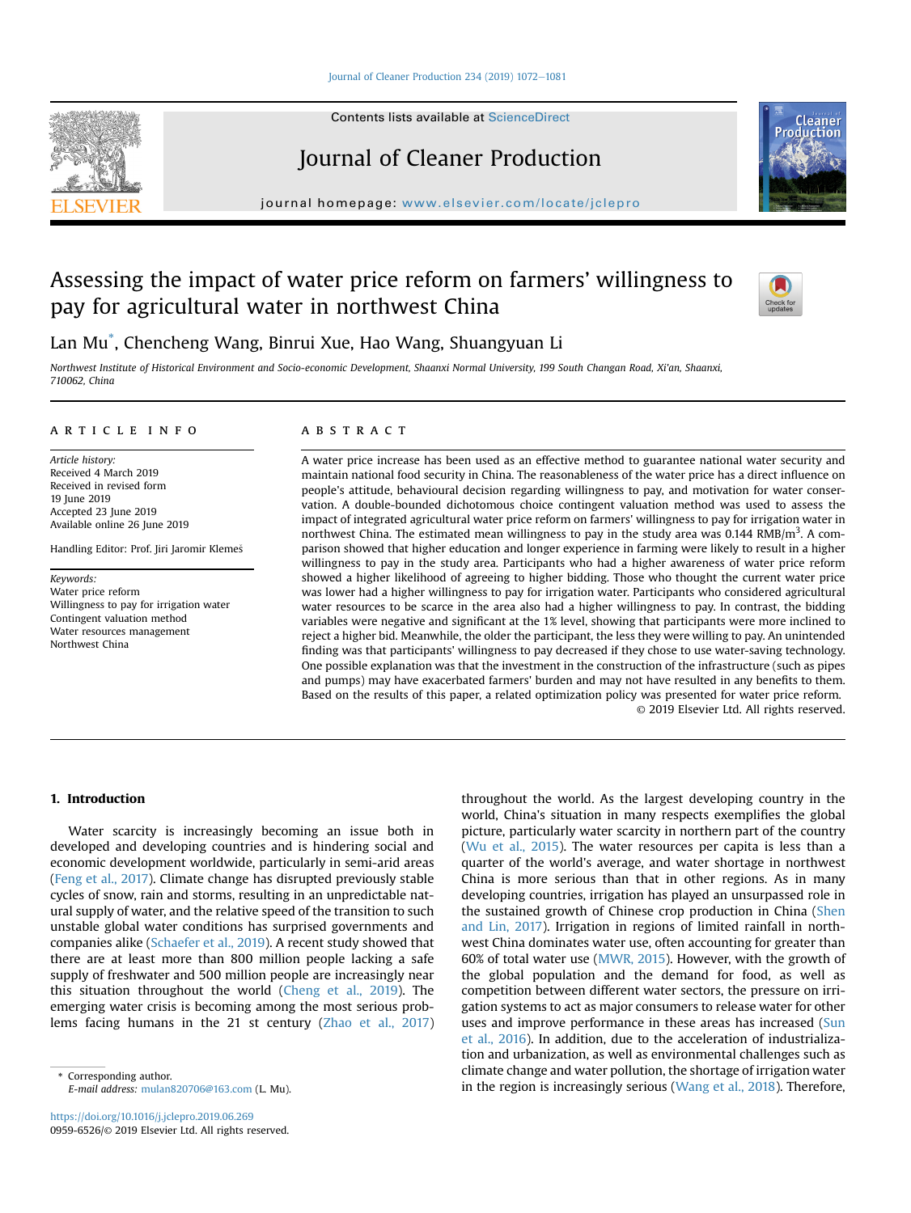Contents lists available at ScienceDirect

# Journal of Cleaner Production

journal homepage: www.elsevier.com/locate/jclepro

# Assessing the impact of water price reform on farmers' willingness to pay for agricultural water in northwest China

Lan Mu*, Chencheng Wang, Binrui Xue, Hao Wang, Shuangyuan Li

*Northwest Institute of Historical Environment and Socio-economic Development, Shaanxi Normal University, 199 South Changan Road, Xi'an, Shaanxi, 710062, China*

## ARTICLE INFO

*Article history:*
Received 4 March 2019
Received in revised form 19 June 2019
Accepted 23 June 2019
Available online 26 June 2019

Handling Editor: Prof. Jiri Jaromir Klemeš

*Keywords:*
Water price reform
Willingness to pay for irrigation water
Contingent valuation method
Water resources management
Northwest China

## ABSTRACT

A water price increase has been used as an effective method to guarantee national water security and maintain national food security in China. The reasonableness of the water price has a direct influence on people's attitude, behavioural decision regarding willingness to pay, and motivation for water conservation. A double-bounded dichotomous choice contingent valuation method was used to assess the impact of integrated agricultural water price reform on farmers' willingness to pay for irrigation water in northwest China. The estimated mean willingness to pay in the study area was 0.144 RMB/m$^3$. A comparison showed that higher education and longer experience in farming were likely to result in a higher willingness to pay in the study area. Participants who had a higher awareness of water price reform showed a higher likelihood of agreeing to higher bidding. Those who thought the current water price was lower had a higher willingness to pay for irrigation water. Participants who considered agricultural water resources to be scarce in the area also had a higher willingness to pay. In contrast, the bidding variables were negative and significant at the 1% level, showing that participants were more inclined to reject a higher bid. Meanwhile, the older the participant, the less they were willing to pay. An unintended finding was that participants' willingness to pay decreased if they chose to use water-saving technology. One possible explanation was that the investment in the construction of the infrastructure (such as pipes and pumps) may have exacerbated farmers' burden and may not have resulted in any benefits to them. Based on the results of this paper, a related optimization policy was presented for water price reform.

© 2019 Elsevier Ltd. All rights reserved.

## 1. Introduction

Water scarcity is increasingly becoming an issue both in developed and developing countries and is hindering social and economic development worldwide, particularly in semi-arid areas (Feng et al., 2017). Climate change has disrupted previously stable cycles of snow, rain and storms, resulting in an unpredictable natural supply of water, and the relative speed of the transition to such unstable global water conditions has surprised governments and companies alike (Schaefer et al., 2019). A recent study showed that there are at least more than 800 million people lacking a safe supply of freshwater and 500 million people are increasingly near this situation throughout the world (Cheng et al., 2019). The emerging water crisis is becoming among the most serious problems facing humans in the 21 st century (Zhao et al., 2017) throughout the world. As the largest developing country in the world, China's situation in many respects exemplifies the global picture, particularly water scarcity in northern part of the country (Wu et al., 2015). The water resources per capita is less than a quarter of the world's average, and water shortage in northwest China is more serious than that in other regions. As in many developing countries, irrigation has played an unsurpassed role in the sustained growth of Chinese crop production in China (Shen and Lin, 2017). Irrigation in regions of limited rainfall in northwest China dominates water use, often accounting for greater than 60% of total water use (MWR, 2015). However, with the growth of the global population and the demand for food, as well as competition between different water sectors, the pressure on irrigation systems to act as major consumers to release water for other uses and improve performance in these areas has increased (Sun et al., 2016). In addition, due to the acceleration of industrialization and urbanization, as well as environmental challenges such as climate change and water pollution, the shortage of irrigation water in the region is increasingly serious (Wang et al., 2018). Therefore,

\* Corresponding author.
*E-mail address:* mulan820706@163.com (L. Mu).

https://doi.org/10.1016/j.jclepro.2019.06.269
0959-6526/© 2019 Elsevier Ltd. All rights reserved.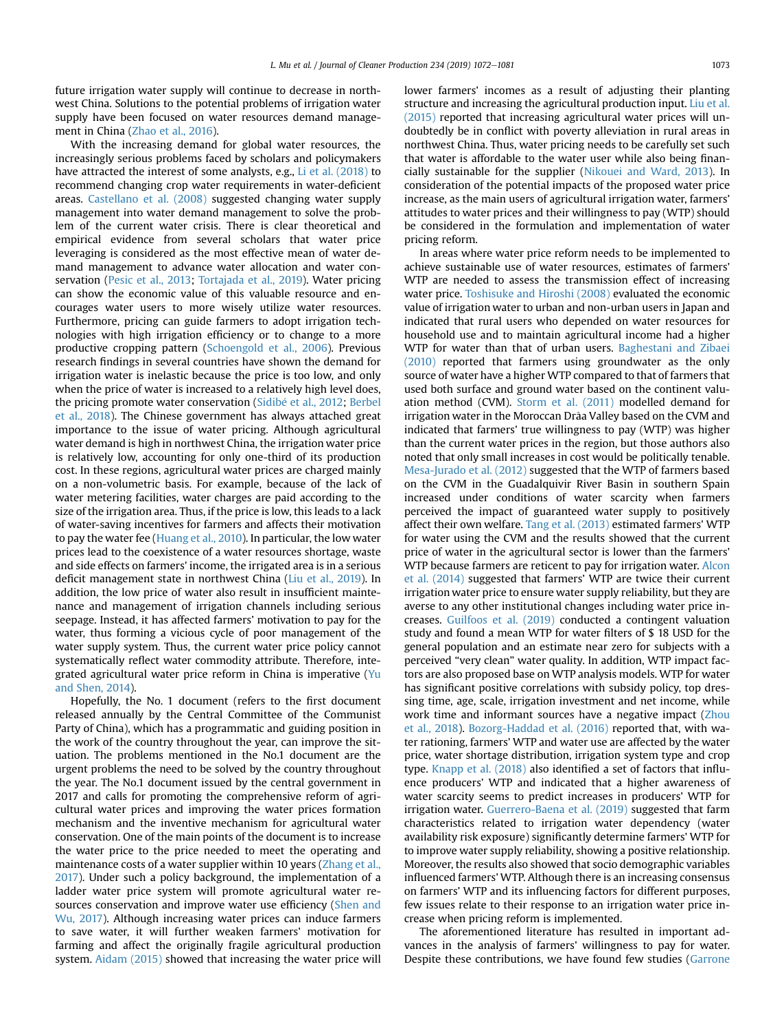future irrigation water supply will continue to decrease in northwest China. Solutions to the potential problems of irrigation water supply have been focused on water resources demand management in China (Zhao et al., 2016).

With the increasing demand for global water resources, the increasingly serious problems faced by scholars and policymakers have attracted the interest of some analysts, e.g., Li et al. (2018) to recommend changing crop water requirements in water-deficient areas. Castellano et al. (2008) suggested changing water supply management into water demand management to solve the problem of the current water crisis. There is clear theoretical and empirical evidence from several scholars that water price leveraging is considered as the most effective mean of water demand management to advance water allocation and water conservation (Pesic et al., 2013; Tortajada et al., 2019). Water pricing can show the economic value of this valuable resource and encourages water users to more wisely utilize water resources. Furthermore, pricing can guide farmers to adopt irrigation technologies with high irrigation efficiency or to change to a more productive cropping pattern (Schoengold et al., 2006). Previous research findings in several countries have shown the demand for irrigation water is inelastic because the price is too low, and only when the price of water is increased to a relatively high level does, the pricing promote water conservation (Sidibé et al., 2012; Berbel et al., 2018). The Chinese government has always attached great importance to the issue of water pricing. Although agricultural water demand is high in northwest China, the irrigation water price is relatively low, accounting for only one-third of its production cost. In these regions, agricultural water prices are charged mainly on a non-volumetric basis. For example, because of the lack of water metering facilities, water charges are paid according to the size of the irrigation area. Thus, if the price is low, this leads to a lack of water-saving incentives for farmers and affects their motivation to pay the water fee (Huang et al., 2010). In particular, the low water prices lead to the coexistence of a water resources shortage, waste and side effects on farmers' income, the irrigated area is in a serious deficit management state in northwest China (Liu et al., 2019). In addition, the low price of water also result in insufficient maintenance and management of irrigation channels including serious seepage. Instead, it has affected farmers' motivation to pay for the water, thus forming a vicious cycle of poor management of the water supply system. Thus, the current water price policy cannot systematically reflect water commodity attribute. Therefore, integrated agricultural water price reform in China is imperative (Yu and Shen, 2014).

Hopefully, the No. 1 document (refers to the first document released annually by the Central Committee of the Communist Party of China), which has a programmatic and guiding position in the work of the country throughout the year, can improve the situation. The problems mentioned in the No.1 document are the urgent problems the need to be solved by the country throughout the year. The No.1 document issued by the central government in 2017 and calls for promoting the comprehensive reform of agricultural water prices and improving the water prices formation mechanism and the inventive mechanism for agricultural water conservation. One of the main points of the document is to increase the water price to the price needed to meet the operating and maintenance costs of a water supplier within 10 years (Zhang et al., 2017). Under such a policy background, the implementation of a ladder water price system will promote agricultural water resources conservation and improve water use efficiency (Shen and Wu, 2017). Although increasing water prices can induce farmers to save water, it will further weaken farmers' motivation for farming and affect the originally fragile agricultural production system. Aidam (2015) showed that increasing the water price will lower farmers' incomes as a result of adjusting their planting structure and increasing the agricultural production input. Liu et al. (2015) reported that increasing agricultural water prices will undoubtedly be in conflict with poverty alleviation in rural areas in northwest China. Thus, water pricing needs to be carefully set such that water is affordable to the water user while also being financially sustainable for the supplier (Nikouei and Ward, 2013). In consideration of the potential impacts of the proposed water price increase, as the main users of agricultural irrigation water, farmers' attitudes to water prices and their willingness to pay (WTP) should be considered in the formulation and implementation of water pricing reform.

In areas where water price reform needs to be implemented to achieve sustainable use of water resources, estimates of farmers' WTP are needed to assess the transmission effect of increasing water price. Toshisuke and Hiroshi (2008) evaluated the economic value of irrigation water to urban and non-urban users in Japan and indicated that rural users who depended on water resources for household use and to maintain agricultural income had a higher WTP for water than that of urban users. Baghestani and Zibaei (2010) reported that farmers using groundwater as the only source of water have a higher WTP compared to that of farmers that used both surface and ground water based on the continent valuation method (CVM). Storm et al. (2011) modelled demand for irrigation water in the Moroccan Drâa Valley based on the CVM and indicated that farmers' true willingness to pay (WTP) was higher than the current water prices in the region, but those authors also noted that only small increases in cost would be politically tenable. Mesa-Jurado et al. (2012) suggested that the WTP of farmers based on the CVM in the Guadalquivir River Basin in southern Spain increased under conditions of water scarcity when farmers perceived the impact of guaranteed water supply to positively affect their own welfare. Tang et al. (2013) estimated farmers' WTP for water using the CVM and the results showed that the current price of water in the agricultural sector is lower than the farmers' WTP because farmers are reticent to pay for irrigation water. Alcon et al. (2014) suggested that farmers' WTP are twice their current irrigation water price to ensure water supply reliability, but they are averse to any other institutional changes including water price increases. Guilfoos et al. (2019) conducted a contingent valuation study and found a mean WTP for water filters of $ 18 USD for the general population and an estimate near zero for subjects with a perceived "very clean" water quality. In addition, WTP impact factors are also proposed base on WTP analysis models. WTP for water has significant positive correlations with subsidy policy, top dressing time, age, scale, irrigation investment and net income, while work time and informant sources have a negative impact (Zhou et al., 2018). Bozorg-Haddad et al. (2016) reported that, with water rationing, farmers' WTP and water use are affected by the water price, water shortage distribution, irrigation system type and crop type. Knapp et al. (2018) also identified a set of factors that influence producers' WTP and indicated that a higher awareness of water scarcity seems to predict increases in producers' WTP for irrigation water. Guerrero-Baena et al. (2019) suggested that farm characteristics related to irrigation water dependency (water availability risk exposure) significantly determine farmers' WTP for to improve water supply reliability, showing a positive relationship. Moreover, the results also showed that socio demographic variables influenced farmers' WTP. Although there is an increasing consensus on farmers' WTP and its influencing factors for different purposes, few issues relate to their response to an irrigation water price increase when pricing reform is implemented.

The aforementioned literature has resulted in important advances in the analysis of farmers' willingness to pay for water. Despite these contributions, we have found few studies (Garrone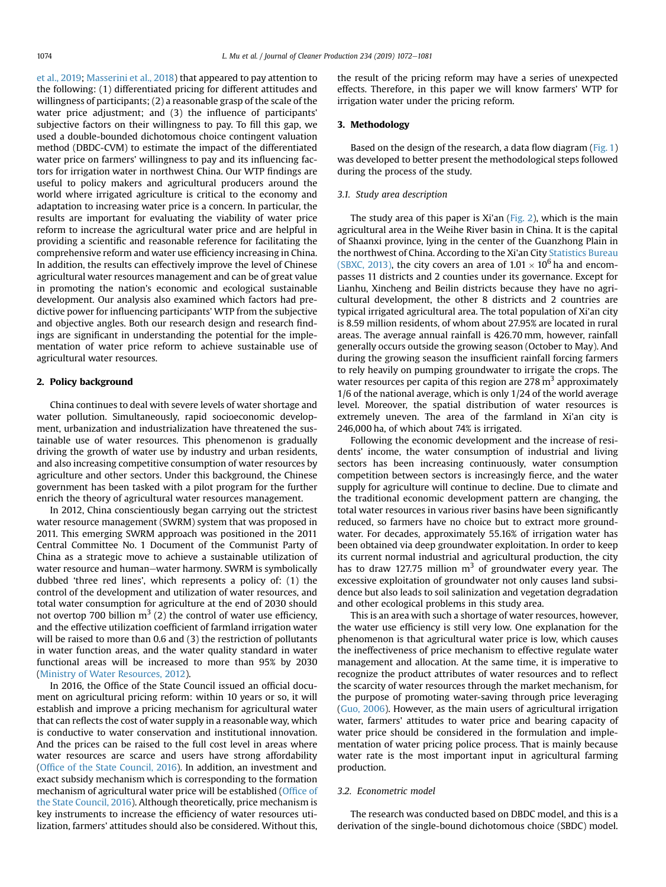et al., 2019; Masserini et al., 2018) that appeared to pay attention to the following: (1) differentiated pricing for different attitudes and willingness of participants; (2) a reasonable grasp of the scale of the water price adjustment; and (3) the influence of participants' subjective factors on their willingness to pay. To fill this gap, we used a double-bounded dichotomous choice contingent valuation method (DBDC-CVM) to estimate the impact of the differentiated water price on farmers' willingness to pay and its influencing factors for irrigation water in northwest China. Our WTP findings are useful to policy makers and agricultural producers around the world where irrigated agriculture is critical to the economy and adaptation to increasing water price is a concern. In particular, the results are important for evaluating the viability of water price reform to increase the agricultural water price and are helpful in providing a scientific and reasonable reference for facilitating the comprehensive reform and water use efficiency increasing in China. In addition, the results can effectively improve the level of Chinese agricultural water resources management and can be of great value in promoting the nation's economic and ecological sustainable development. Our analysis also examined which factors had predictive power for influencing participants' WTP from the subjective and objective angles. Both our research design and research findings are significant in understanding the potential for the implementation of water price reform to achieve sustainable use of agricultural water resources.

## 2. Policy background

China continues to deal with severe levels of water shortage and water pollution. Simultaneously, rapid socioeconomic development, urbanization and industrialization have threatened the sustainable use of water resources. This phenomenon is gradually driving the growth of water use by industry and urban residents, and also increasing competitive consumption of water resources by agriculture and other sectors. Under this background, the Chinese government has been tasked with a pilot program for the further enrich the theory of agricultural water resources management.

In 2012, China conscientiously began carrying out the strictest water resource management (SWRM) system that was proposed in 2011. This emerging SWRM approach was positioned in the 2011 Central Committee No. 1 Document of the Communist Party of China as a strategic move to achieve a sustainable utilization of water resource and human–water harmony. SWRM is symbolically dubbed 'three red lines', which represents a policy of: (1) the control of the development and utilization of water resources, and total water consumption for agriculture at the end of 2030 should not overtop 700 billion $m^3$ (2) the control of water use efficiency, and the effective utilization coefficient of farmland irrigation water will be raised to more than 0.6 and (3) the restriction of pollutants in water function areas, and the water quality standard in water functional areas will be increased to more than 95% by 2030 (Ministry of Water Resources, 2012).

In 2016, the Office of the State Council issued an official document on agricultural pricing reform: within 10 years or so, it will establish and improve a pricing mechanism for agricultural water that can reflects the cost of water supply in a reasonable way, which is conductive to water conservation and institutional innovation. And the prices can be raised to the full cost level in areas where water resources are scarce and users have strong affordability (Office of the State Council, 2016). In addition, an investment and exact subsidy mechanism which is corresponding to the formation mechanism of agricultural water price will be established (Office of the State Council, 2016). Although theoretically, price mechanism is key instruments to increase the efficiency of water resources utilization, farmers' attitudes should also be considered. Without this, the result of the pricing reform may have a series of unexpected effects. Therefore, in this paper we will know farmers' WTP for irrigation water under the pricing reform.

## 3. Methodology

Based on the design of the research, a data flow diagram (Fig. 1) was developed to better present the methodological steps followed during the process of the study.

### 3.1. Study area description

The study area of this paper is Xi'an (Fig. 2), which is the main agricultural area in the Weihe River basin in China. It is the capital of Shaanxi province, lying in the center of the Guanzhong Plain in the northwest of China. According to the Xi'an City Statistics Bureau (SBXC, 2013), the city covers an area of $1.01 \times 10^6$ ha and encompasses 11 districts and 2 counties under its governance. Except for Lianhu, Xincheng and Beilin districts because they have no agricultural development, the other 8 districts and 2 countries are typical irrigated agricultural area. The total population of Xi'an city is 8.59 million residents, of whom about 27.95% are located in rural areas. The average annual rainfall is 426.70 mm, however, rainfall generally occurs outside the growing season (October to May). And during the growing season the insufficient rainfall forcing farmers to rely heavily on pumping groundwater to irrigate the crops. The water resources per capita of this region are 278 $m^3$ approximately 1/6 of the national average, which is only 1/24 of the world average level. Moreover, the spatial distribution of water resources is extremely uneven. The area of the farmland in Xi'an city is 246,000 ha, of which about 74% is irrigated.

Following the economic development and the increase of residents' income, the water consumption of industrial and living sectors has been increasing continuously, water consumption competition between sectors is increasingly fierce, and the water supply for agriculture will continue to decline. Due to climate and the traditional economic development pattern are changing, the total water resources in various river basins have been significantly reduced, so farmers have no choice but to extract more groundwater. For decades, approximately 55.16% of irrigation water has been obtained via deep groundwater exploitation. In order to keep its current normal industrial and agricultural production, the city has to draw 127.75 million $m^3$ of groundwater every year. The excessive exploitation of groundwater not only causes land subsidence but also leads to soil salinization and vegetation degradation and other ecological problems in this study area.

This is an area with such a shortage of water resources, however, the water use efficiency is still very low. One explanation for the phenomenon is that agricultural water price is low, which causes the ineffectiveness of price mechanism to effective regulate water management and allocation. At the same time, it is imperative to recognize the product attributes of water resources and to reflect the scarcity of water resources through the market mechanism, for the purpose of promoting water-saving through price leveraging (Guo, 2006). However, as the main users of agricultural irrigation water, farmers' attitudes to water price and bearing capacity of water price should be considered in the formulation and implementation of water pricing police process. That is mainly because water rate is the most important input in agricultural farming production.

### 3.2. Econometric model

The research was conducted based on DBDC model, and this is a derivation of the single-bound dichotomous choice (SBDC) model.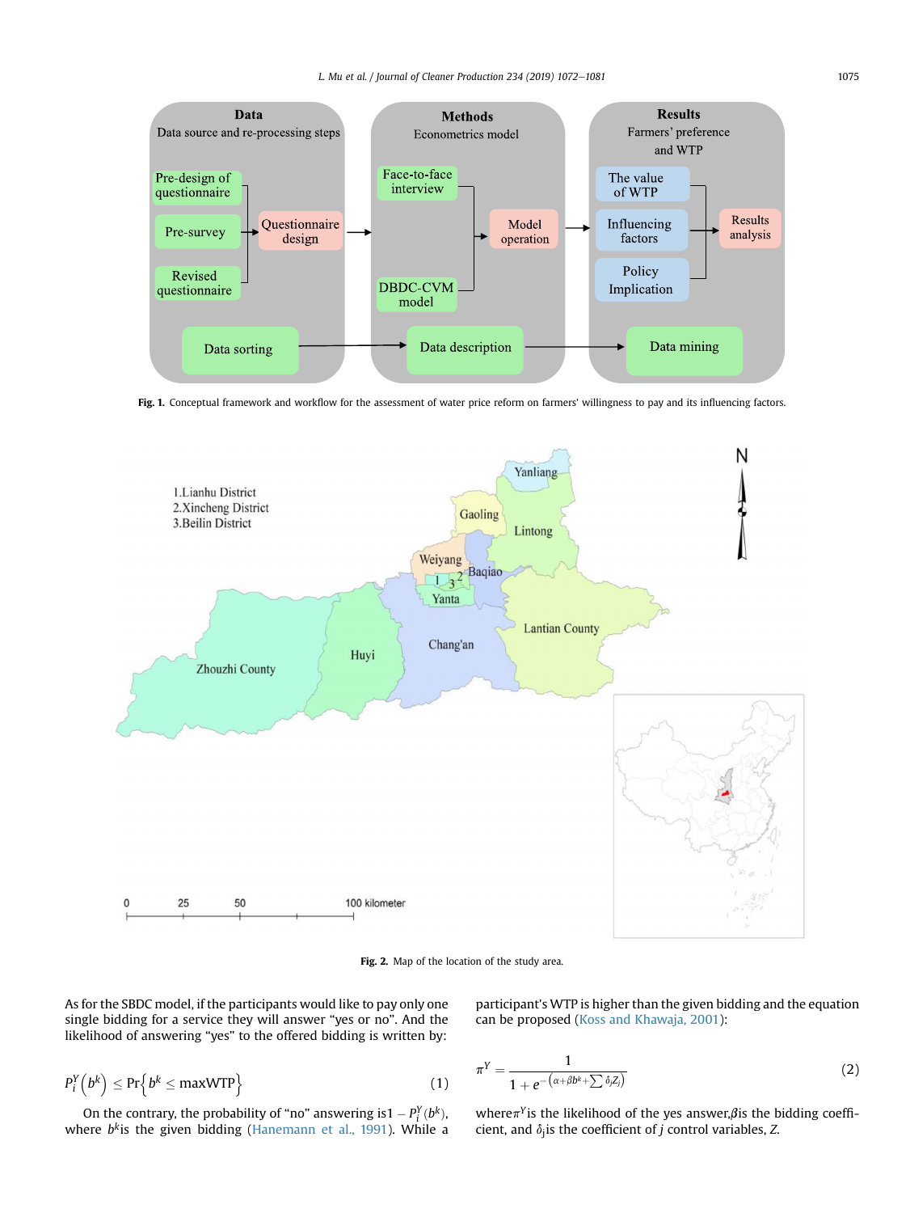Fig. 1. Conceptual framework and workflow for the assessment of water price reform on farmers' willingness to pay and its influencing factors.

Fig. 2. Map of the location of the study area.

As for the SBDC model, if the participants would like to pay only one single bidding for a service they will answer "yes or no". And the likelihood of answering "yes" to the offered bidding is written by:

$$P_i^Y\left(b^k\right) \leq \Pr\left\{b^k \leq \max\text{WTP}\right\} \tag{1}$$

On the contrary, the probability of "no" answering is $1 - P_i^Y(b^k)$, where $b^k$ is the given bidding (Hanemann et al., 1991). While a participant's WTP is higher than the given bidding and the equation can be proposed (Koss and Khawaja, 2001):

$$\pi^Y = \frac{1}{1 + e^{-\left(\alpha + \beta b^k + \sum \delta_j Z_j\right)}} \tag{2}$$

where $\pi^Y$ is the likelihood of the yes answer, $\beta$ is the bidding coefficient, and $\delta_j$ is the coefficient of $j$ control variables, $Z$.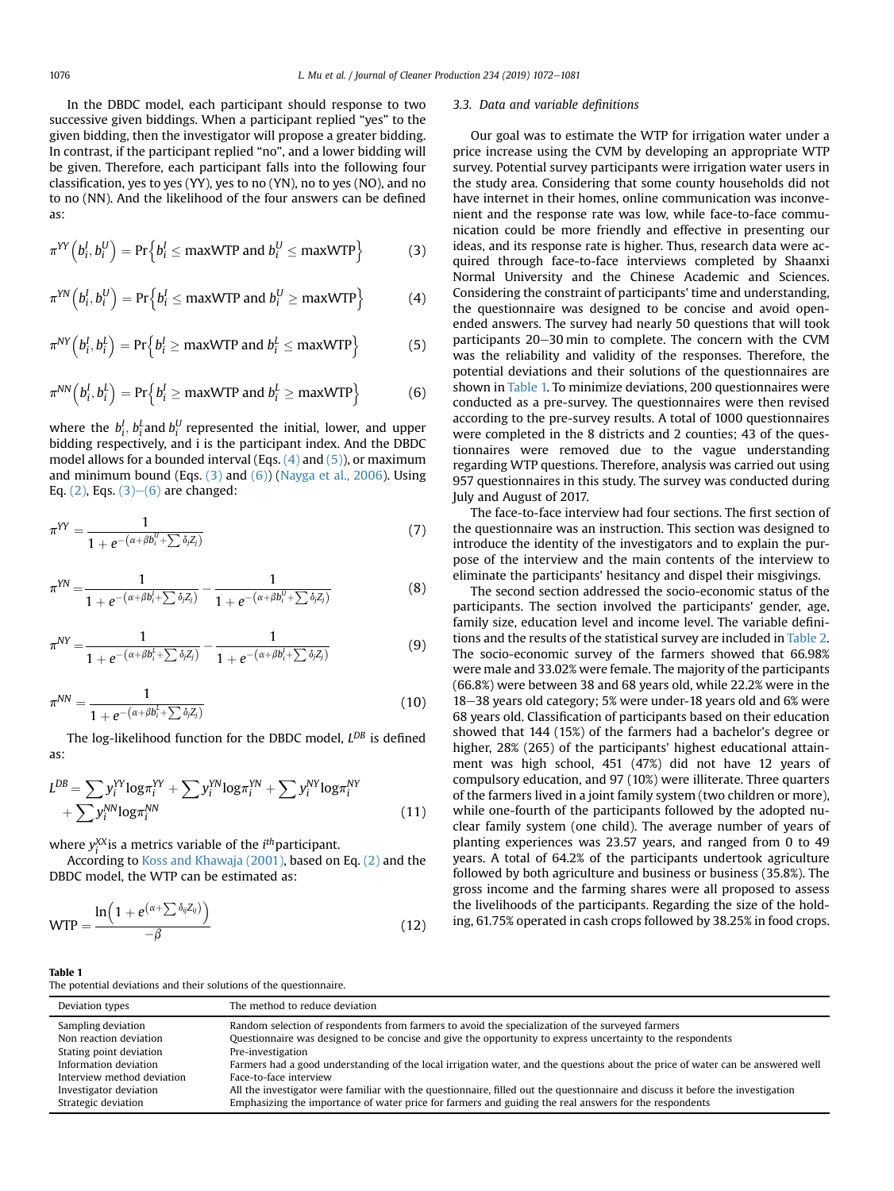In the DBDC model, each participant should response to two successive given biddings. When a participant replied "yes" to the given bidding, then the investigator will propose a greater bidding. In contrast, if the participant replied "no", and a lower bidding will be given. Therefore, each participant falls into the following four classification, yes to yes (YY), yes to no (YN), no to yes (NO), and no to no (NN). And the likelihood of the four answers can be defined as:

$$\pi^{YY}\left(b_i^I, b_i^U\right) = \Pr\left\{b_i^I \le \text{maxWTP and } b_i^U \le \text{maxWTP}\right\} \tag{3}$$

$$\pi^{YN}\left(b_i^I, b_i^U\right) = \Pr\left\{b_i^I \le \text{maxWTP and } b_i^U \ge \text{maxWTP}\right\} \tag{4}$$

$$\pi^{NY}\left(b_i^I, b_i^L\right) = \Pr\left\{b_i^I \ge \text{maxWTP and } b_i^L \le \text{maxWTP}\right\} \tag{5}$$

$$\pi^{NN}\left(b_i^I, b_i^L\right) = \Pr\left\{b_i^I \ge \text{maxWTP and } b_i^L \ge \text{maxWTP}\right\} \tag{6}$$

where the $b_i^I$, $b_i^L$and $b_i^U$ represented the initial, lower, and upper bidding respectively, and i is the participant index. And the DBDC model allows for a bounded interval (Eqs. (4) and (5)), or maximum and minimum bound (Eqs. (3) and (6)) (Nayga et al., 2006). Using Eq. (2), Eqs. (3)–(6) are changed:

$$\pi^{YY} = \frac{1}{1 + e^{-\left(\alpha + \beta b_i^U + \sum \delta_j Z_j\right)}} \tag{7}$$

$$\pi^{YN} = \frac{1}{1 + e^{-\left(\alpha + \beta b_i^I + \sum \delta_j Z_j\right)}} - \frac{1}{1 + e^{-\left(\alpha + \beta b_i^U + \sum \delta_j Z_j\right)}} \tag{8}$$

$$\pi^{NY} = \frac{1}{1 + e^{-\left(\alpha + \beta b_i^L + \sum \delta_j Z_j\right)}} - \frac{1}{1 + e^{-\left(\alpha + \beta b_i^I + \sum \delta_j Z_j\right)}} \tag{9}$$

$$\pi^{NN} = \frac{1}{1 + e^{-\left(\alpha + \beta b_i^L + \sum \delta_j Z_j\right)}} \tag{10}$$

The log-likelihood function for the DBDC model, $L^{DB}$ is defined as:

$$L^{DB} = \sum y_i^{YY} \log \pi_i^{YY} + \sum y_i^{YN} \log \pi_i^{YN} + \sum y_i^{NY} \log \pi_i^{NY} + \sum y_i^{NN} \log \pi_i^{NN} \tag{11}$$

where $y_i^{XX}$is a metrics variable of the $i^{th}$participant.

According to Koss and Khawaja (2001), based on Eq. (2) and the DBDC model, the WTP can be estimated as:

$$\text{WTP} = \frac{\ln\left(1 + e^{\left(\alpha + \sum \delta_{ij} Z_{ij}\right)}\right)}{-\beta} \tag{12}$$

### 3.3. Data and variable definitions

Our goal was to estimate the WTP for irrigation water under a price increase using the CVM by developing an appropriate WTP survey. Potential survey participants were irrigation water users in the study area. Considering that some county households did not have internet in their homes, online communication was inconvenient and the response rate was low, while face-to-face communication could be more friendly and effective in presenting our ideas, and its response rate is higher. Therefore, research data were acquired through face-to-face interviews completed by Shaanxi Normal University and the Chinese Academic and Sciences. Considering the constraint of participants' time and understanding, the questionnaire was designed to be concise and avoid open-ended answers. The survey had nearly 50 questions that will took participants 20–30 min to complete. The concern with the CVM was the reliability and validity of the responses. Therefore, the potential deviations and their solutions of the questionnaires are shown in Table 1. To minimize deviations, 200 questionnaires were conducted as a pre-survey. The questionnaires were then revised according to the pre-survey results. A total of 1000 questionnaires were completed in the 8 districts and 2 counties; 43 of the questionnaires were removed due to the vague understanding regarding WTP questions. Therefore, analysis was carried out using 957 questionnaires in this study. The survey was conducted during July and August of 2017.

The face-to-face interview had four sections. The first section of the questionnaire was an instruction. This section was designed to introduce the identity of the investigators and to explain the purpose of the interview and the main contents of the interview to eliminate the participants' hesitancy and dispel their misgivings.

The second section addressed the socio-economic status of the participants. The section involved the participants' gender, age, family size, education level and income level. The variable definitions and the results of the statistical survey are included in Table 2. The socio-economic survey of the farmers showed that 66.98% were male and 33.02% were female. The majority of the participants (66.8%) were between 38 and 68 years old, while 22.2% were in the 18–38 years old category; 5% were under-18 years old and 6% were 68 years old. Classification of participants based on their education showed that 144 (15%) of the farmers had a bachelor's degree or higher, 28% (265) of the participants' highest educational attainment was high school, 451 (47%) did not have 12 years of compulsory education, and 97 (10%) were illiterate. Three quarters of the farmers lived in a joint family system (two children or more), while one-fourth of the participants followed by the adopted nuclear family system (one child). The average number of years of planting experiences was 23.57 years, and ranged from 0 to 49 years. A total of 64.2% of the participants undertook agriculture followed by both agriculture and business or business (35.8%). The gross income and the farming shares were all proposed to assess the livelihoods of the participants. Regarding the size of the holding, 61.75% operated in cash crops followed by 38.25% in food crops.

**Table 1**
The potential deviations and their solutions of the questionnaire.

| Deviation types | The method to reduce deviation |
|---|---|
| Sampling deviation | Random selection of respondents from farmers to avoid the specialization of the surveyed farmers |
| Non reaction deviation | Questionnaire was designed to be concise and give the opportunity to express uncertainty to the respondents |
| Stating point deviation | Pre-investigation |
| Information deviation | Farmers had a good understanding of the local irrigation water, and the questions about the price of water can be answered well |
| Interview method deviation | Face-to-face interview |
| Investigator deviation | All the investigator were familiar with the questionnaire, filled out the questionnaire and discuss it before the investigation |
| Strategic deviation | Emphasizing the importance of water price for farmers and guiding the real answers for the respondents |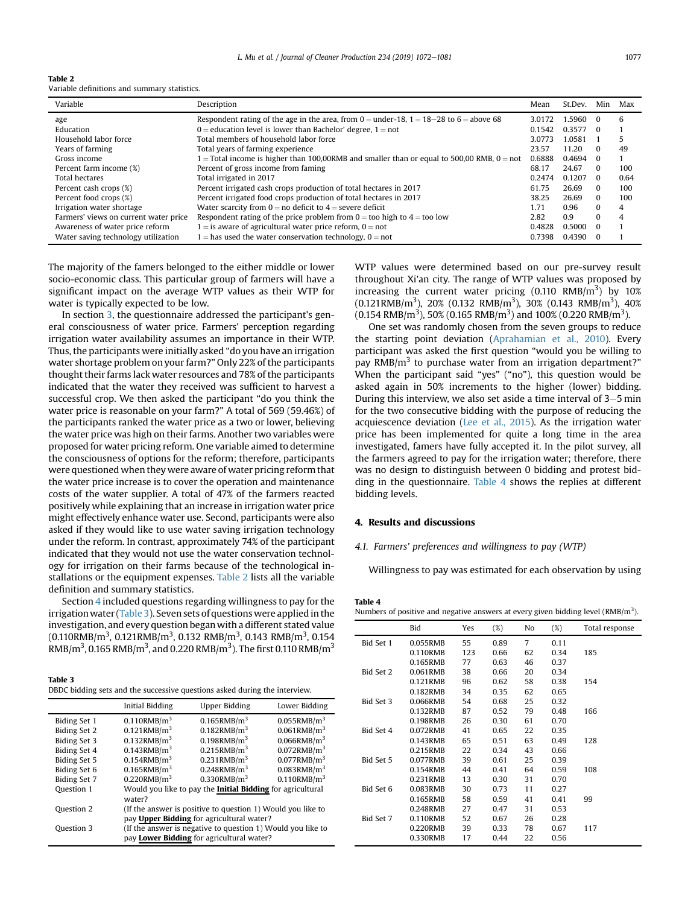**Table 2**
Variable definitions and summary statistics.

| Variable | Description | Mean | St.Dev. | Min | Max |
|---|---|---|---|---|---|
| age | Respondent rating of the age in the area, from 0 = under-18, 1 = 18–28 to 6 = above 68 | 3.0172 | 1.5960 | 0 | 6 |
| Education | 0 = education level is lower than Bachelor' degree, 1 = not | 0.1542 | 0.3577 | 0 | 1 |
| Household labor force | Total members of household labor force | 3.0773 | 1.0581 | 1 | 5 |
| Years of farming | Total years of farming experience | 23.57 | 11.20 | 0 | 49 |
| Gross income | 1 = Total income is higher than 100,00RMB and smaller than or equal to 500,00 RMB, 0 = not | 0.6888 | 0.4694 | 0 | 1 |
| Percent farm income (%) | Percent of gross income from faming | 68.17 | 24.67 | 0 | 100 |
| Total hectares | Total irrigated in 2017 | 0.2474 | 0.1207 | 0 | 0.64 |
| Percent cash crops (%) | Percent irrigated cash crops production of total hectares in 2017 | 61.75 | 26.69 | 0 | 100 |
| Percent food crops (%) | Percent irrigated food crops production of total hectares in 2017 | 38.25 | 26.69 | 0 | 100 |
| Irrigation water shortage | Water scarcity from 0 = no deficit to 4 = severe deficit | 1.71 | 0.96 | 0 | 4 |
| Farmers' views on current water price | Respondent rating of the price problem from 0 = too high to 4 = too low | 2.82 | 0.9 | 0 | 4 |
| Awareness of water price reform | 1 = is aware of agricultural water price reform, 0 = not | 0.4828 | 0.5000 | 0 | 1 |
| Water saving technology utilization | 1 = has used the water conservation technology, 0 = not | 0.7398 | 0.4390 | 0 | 1 |

The majority of the famers belonged to the either middle or lower socio-economic class. This particular group of farmers will have a significant impact on the average WTP values as their WTP for water is typically expected to be low.

In section 3, the questionnaire addressed the participant's general consciousness of water price. Farmers' perception regarding irrigation water availability assumes an importance in their WTP. Thus, the participants were initially asked "do you have an irrigation water shortage problem on your farm?" Only 22% of the participants thought their farms lack water resources and 78% of the participants indicated that the water they received was sufficient to harvest a successful crop. We then asked the participant "do you think the water price is reasonable on your farm?" A total of 569 (59.46%) of the participants ranked the water price as a two or lower, believing the water price was high on their farms. Another two variables were proposed for water pricing reform. One variable aimed to determine the consciousness of options for the reform; therefore, participants were questioned when they were aware of water pricing reform that the water price increase is to cover the operation and maintenance costs of the water supplier. A total of 47% of the farmers reacted positively while explaining that an increase in irrigation water price might effectively enhance water use. Second, participants were also asked if they would like to use water saving irrigation technology under the reform. In contrast, approximately 74% of the participant indicated that they would not use the water conservation technology for irrigation on their farms because of the technological installations or the equipment expenses. Table 2 lists all the variable definition and summary statistics.

Section 4 included questions regarding willingness to pay for the irrigation water (Table 3). Seven sets of questions were applied in the investigation, and every question began with a different stated value (0.110RMB/m$^3$, 0.121RMB/m$^3$, 0.132 RMB/m$^3$, 0.143 RMB/m$^3$, 0.154 RMB/m$^3$, 0.165 RMB/m$^3$, and 0.220 RMB/m$^3$). The first 0.110 RMB/m$^3$ WTP values were determined based on our pre-survey result throughout Xi'an city. The range of WTP values was proposed by increasing the current water pricing (0.110 RMB/m$^3$) by 10% (0.121RMB/m$^3$), 20% (0.132 RMB/m$^3$), 30% (0.143 RMB/m$^3$), 40% (0.154 RMB/m$^3$), 50% (0.165 RMB/m$^3$) and 100% (0.220 RMB/m$^3$).

**Table 3**
DBDC bidding sets and the successive questions asked during the interview.

| | Initial Bidding | Upper Bidding | Lower Bidding |
|---|---|---|---|
| Biding Set 1 | 0.110RMB/m$^3$ | 0.165RMB/m$^3$ | 0.055RMB/m$^3$ |
| Biding Set 2 | 0.121RMB/m$^3$ | 0.182RMB/m$^3$ | 0.061RMB/m$^3$ |
| Biding Set 3 | 0.132RMB/m$^3$ | 0.198RMB/m$^3$ | 0.066RMB/m$^3$ |
| Biding Set 4 | 0.143RMB/m$^3$ | 0.215RMB/m$^3$ | 0.072RMB/m$^3$ |
| Biding Set 5 | 0.154RMB/m$^3$ | 0.231RMB/m$^3$ | 0.077RMB/m$^3$ |
| Biding Set 6 | 0.165RMB/m$^3$ | 0.248RMB/m$^3$ | 0.083RMB/m$^3$ |
| Biding Set 7 | 0.220RMB/m$^3$ | 0.330RMB/m$^3$ | 0.110RMB/m$^3$ |
| Question 1 | Would you like to pay the **Initial Bidding** for agricultural water? | | |
| Question 2 | (If the answer is positive to question 1) Would you like to pay **Upper Bidding** for agricultural water? | | |
| Question 3 | (If the answer is negative to question 1) Would you like to pay **Lower Bidding** for agricultural water? | | |

One set was randomly chosen from the seven groups to reduce the starting point deviation (Aprahamian et al., 2010). Every participant was asked the first question "would you be willing to pay RMB/m$^3$ to purchase water from an irrigation department?" When the participant said "yes" ("no"), this question would be asked again in 50% increments to the higher (lower) bidding. During this interview, we also set aside a time interval of 3–5 min for the two consecutive bidding with the purpose of reducing the acquiescence deviation (Lee et al., 2015). As the irrigation water price has been implemented for quite a long time in the area investigated, famers have fully accepted it. In the pilot survey, all the farmers agreed to pay for the irrigation water; therefore, there was no design to distinguish between 0 bidding and protest bidding in the questionnaire. Table 4 shows the replies at different bidding levels.

## 4. Results and discussions

### 4.1. Farmers' preferences and willingness to pay (WTP)

Willingness to pay was estimated for each observation by using

**Table 4**
Numbers of positive and negative answers at every given bidding level (RMB/m$^3$).

| | Bid | Yes | (%) | No | (%) | Total response |
|---|---|---|---|---|---|---|
| Bid Set 1 | 0.055RMB | 55 | 0.89 | 7 | 0.11 | |
| | 0.110RMB | 123 | 0.66 | 62 | 0.34 | 185 |
| | 0.165RMB | 77 | 0.63 | 46 | 0.37 | |
| Bid Set 2 | 0.061RMB | 38 | 0.66 | 20 | 0.34 | |
| | 0.121RMB | 96 | 0.62 | 58 | 0.38 | 154 |
| | 0.182RMB | 34 | 0.35 | 62 | 0.65 | |
| Bid Set 3 | 0.066RMB | 54 | 0.68 | 25 | 0.32 | |
| | 0.132RMB | 87 | 0.52 | 79 | 0.48 | 166 |
| | 0.198RMB | 26 | 0.30 | 61 | 0.70 | |
| Bid Set 4 | 0.072RMB | 41 | 0.65 | 22 | 0.35 | |
| | 0.143RMB | 65 | 0.51 | 63 | 0.49 | 128 |
| | 0.215RMB | 22 | 0.34 | 43 | 0.66 | |
| Bid Set 5 | 0.077RMB | 39 | 0.61 | 25 | 0.39 | |
| | 0.154RMB | 44 | 0.41 | 64 | 0.59 | 108 |
| | 0.231RMB | 13 | 0.30 | 31 | 0.70 | |
| Bid Set 6 | 0.083RMB | 30 | 0.73 | 11 | 0.27 | |
| | 0.165RMB | 58 | 0.59 | 41 | 0.41 | 99 |
| | 0.248RMB | 27 | 0.47 | 31 | 0.53 | |
| Bid Set 7 | 0.110RMB | 52 | 0.67 | 26 | 0.28 | |
| | 0.220RMB | 39 | 0.33 | 78 | 0.67 | 117 |
| | 0.330RMB | 17 | 0.44 | 22 | 0.56 | |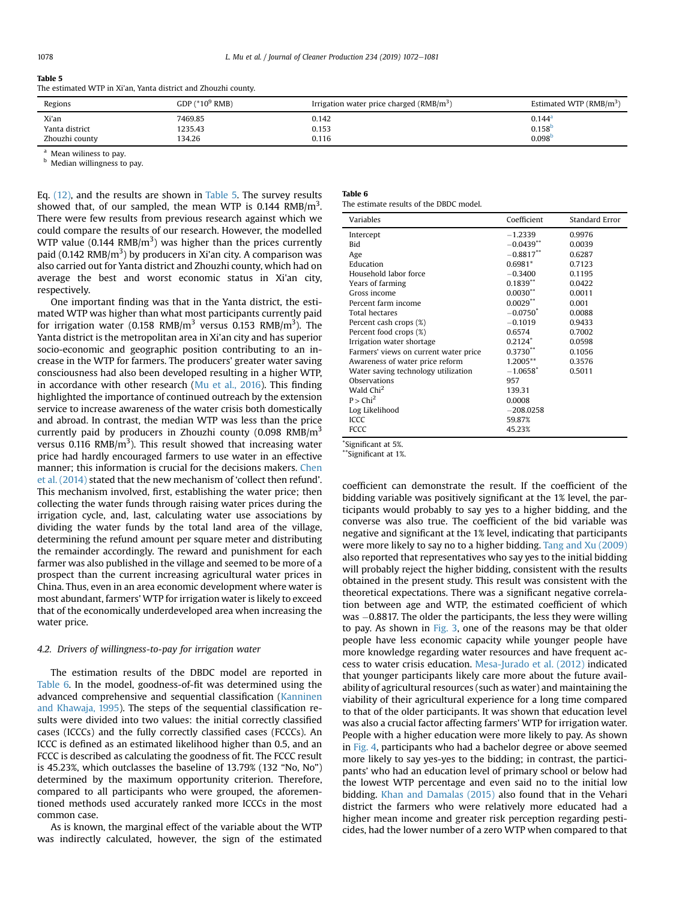**Table 5**
The estimated WTP in Xi'an, Yanta district and Zhouzhi county.

| Regions | GDP (*$10^9$ RMB) | Irrigation water price charged (RMB/$m^3$) | Estimated WTP (RMB/$m^3$) |
|---|---|---|---|
| Xi'an | 7469.85 | 0.142 | 0.144[a] |
| Yanta district | 1235.43 | 0.153 | 0.158[b] |
| Zhouzhi county | 134.26 | 0.116 | 0.098[b] |

[a] Mean wiliness to pay.
[b] Median willingness to pay.

Eq. (12), and the results are shown in Table 5. The survey results showed that, of our sampled, the mean WTP is 0.144 RMB/$m^3$. There were few results from previous research against which we could compare the results of our research. However, the modelled WTP value (0.144 RMB/$m^3$) was higher than the prices currently paid (0.142 RMB/$m^3$) by producers in Xi'an city. A comparison was also carried out for Yanta district and Zhouzhi county, which had on average the best and worst economic status in Xi'an city, respectively.

One important finding was that in the Yanta district, the estimated WTP was higher than what most participants currently paid for irrigation water (0.158 RMB/$m^3$ versus 0.153 RMB/$m^3$). The Yanta district is the metropolitan area in Xi'an city and has superior socio-economic and geographic position contributing to an increase in the WTP for farmers. The producers' greater water saving consciousness had also been developed resulting in a higher WTP, in accordance with other research (Mu et al., 2016). This finding highlighted the importance of continued outreach by the extension service to increase awareness of the water crisis both domestically and abroad. In contrast, the median WTP was less than the price currently paid by producers in Zhouzhi county (0.098 RMB/$m^3$ versus 0.116 RMB/$m^3$). This result showed that increasing water price had hardly encouraged farmers to use water in an effective manner; this information is crucial for the decisions makers. Chen et al. (2014) stated that the new mechanism of 'collect then refund'. This mechanism involved, first, establishing the water price; then collecting the water funds through raising water prices during the irrigation cycle, and, last, calculating water use associations by dividing the water funds by the total land area of the village, determining the refund amount per square meter and distributing the remainder accordingly. The reward and punishment for each farmer was also published in the village and seemed to be more of a prospect than the current increasing agricultural water prices in China. Thus, even in an area economic development where water is most abundant, farmers' WTP for irrigation water is likely to exceed that of the economically underdeveloped area when increasing the water price.

### 4.2. Drivers of willingness-to-pay for irrigation water

The estimation results of the DBDC model are reported in Table 6. In the model, goodness-of-fit was determined using the advanced comprehensive and sequential classification (Kanninen and Khawaja, 1995). The steps of the sequential classification results were divided into two values: the initial correctly classified cases (ICCCs) and the fully correctly classified cases (FCCCs). An ICCC is defined as an estimated likelihood higher than 0.5, and an FCCC is described as calculating the goodness of fit. The FCCC result is 45.23%, which outclasses the baseline of 13.79% (132 "No, No") determined by the maximum opportunity criterion. Therefore, compared to all participants who were grouped, the aforementioned methods used accurately ranked more ICCCs in the most common case.

As is known, the marginal effect of the variable about the WTP was indirectly calculated, however, the sign of the estimated

**Table 6**
The estimate results of the DBDC model.

| Variables | Coefficient | Standard Error |
|---|---|---|
| Intercept | −1.2339 | 0.9976 |
| Bid | −0.0439** | 0.0039 |
| Age | −0.8817** | 0.6287 |
| Education | 0.6981* | 0.7123 |
| Household labor force | −0.3400 | 0.1195 |
| Years of farming | 0.1839** | 0.0422 |
| Gross income | 0.0030** | 0.0011 |
| Percent farm income | 0.0029** | 0.001 |
| Total hectares | −0.0750* | 0.0088 |
| Percent cash crops (%) | −0.1019 | 0.9433 |
| Percent food crops (%) | 0.6574 | 0.7002 |
| Irrigation water shortage | 0.2124* | 0.0598 |
| Farmers' views on current water price | 0.3730** | 0.1056 |
| Awareness of water price reform | 1.2005** | 0.3576 |
| Water saving technology utilization | −1.0658* | 0.5011 |
| Observations | 957 | |
| Wald $Chi^2$ | 139.31 | |
| $P > Chi^2$ | 0.0008 | |
| Log Likelihood | −208.0258 | |
| ICCC | 59.87% | |
| FCCC | 45.23% | |

*Significant at 5%.
**Significant at 1%.

coefficient can demonstrate the result. If the coefficient of the bidding variable was positively significant at the 1% level, the participants would probably to say yes to a higher bidding, and the converse was also true. The coefficient of the bid variable was negative and significant at the 1% level, indicating that participants were more likely to say no to a higher bidding. Tang and Xu (2009) also reported that representatives who say yes to the initial bidding will probably reject the higher bidding, consistent with the results obtained in the present study. This result was consistent with the theoretical expectations. There was a significant negative correlation between age and WTP, the estimated coefficient of which was −0.8817. The older the participants, the less they were willing to pay. As shown in Fig. 3, one of the reasons may be that older people have less economic capacity while younger people have more knowledge regarding water resources and have frequent access to water crisis education. Mesa-Jurado et al. (2012) indicated that younger participants likely care more about the future availability of agricultural resources (such as water) and maintaining the viability of their agricultural experience for a long time compared to that of the older participants. It was shown that education level was also a crucial factor affecting farmers' WTP for irrigation water. People with a higher education were more likely to pay. As shown in Fig. 4, participants who had a bachelor degree or above seemed more likely to say yes-yes to the bidding; in contrast, the participants' who had an education level of primary school or below had the lowest WTP percentage and even said no to the initial low bidding. Khan and Damalas (2015) also found that in the Vehari district the farmers who were relatively more educated had a higher mean income and greater risk perception regarding pesticides, had the lower number of a zero WTP when compared to that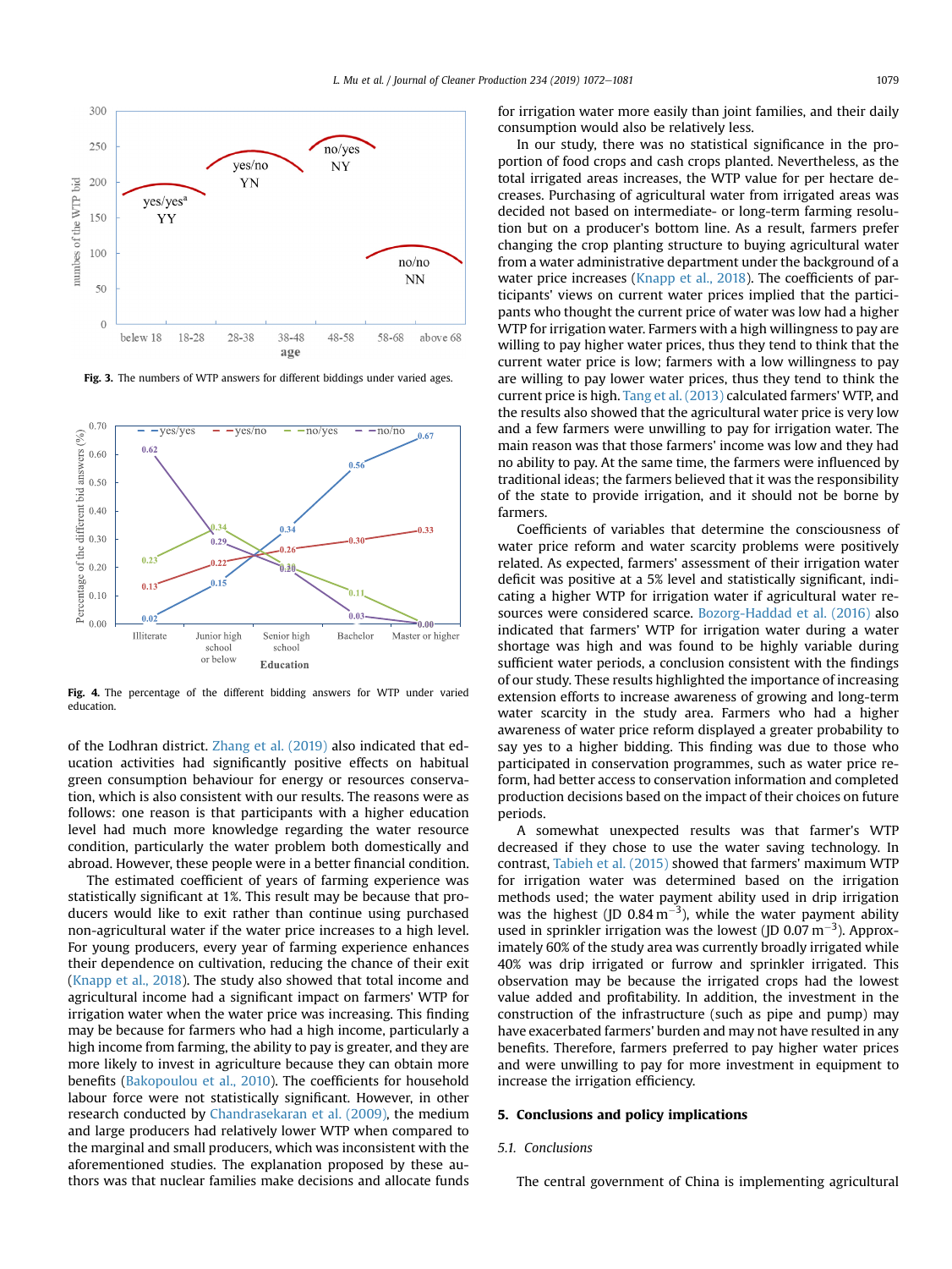Fig. 3. The numbers of WTP answers for different biddings under varied ages.

Fig. 4. The percentage of the different bidding answers for WTP under varied education.

of the Lodhran district. Zhang et al. (2019) also indicated that education activities had significantly positive effects on habitual green consumption behaviour for energy or resources conservation, which is also consistent with our results. The reasons were as follows: one reason is that participants with a higher education level had much more knowledge regarding the water resource condition, particularly the water problem both domestically and abroad. However, these people were in a better financial condition.

The estimated coefficient of years of farming experience was statistically significant at 1%. This result may be because that producers would like to exit rather than continue using purchased non-agricultural water if the water price increases to a high level. For young producers, every year of farming experience enhances their dependence on cultivation, reducing the chance of their exit (Knapp et al., 2018). The study also showed that total income and agricultural income had a significant impact on farmers' WTP for irrigation water when the water price was increasing. This finding may be because for farmers who had a high income, particularly a high income from farming, the ability to pay is greater, and they are more likely to invest in agriculture because they can obtain more benefits (Bakopoulou et al., 2010). The coefficients for household labour force were not statistically significant. However, in other research conducted by Chandrasekaran et al. (2009), the medium and large producers had relatively lower WTP when compared to the marginal and small producers, which was inconsistent with the aforementioned studies. The explanation proposed by these authors was that nuclear families make decisions and allocate funds for irrigation water more easily than joint families, and their daily consumption would also be relatively less.

In our study, there was no statistical significance in the proportion of food crops and cash crops planted. Nevertheless, as the total irrigated areas increases, the WTP value for per hectare decreases. Purchasing of agricultural water from irrigated areas was decided not based on intermediate- or long-term farming resolution but on a producer's bottom line. As a result, farmers prefer changing the crop planting structure to buying agricultural water from a water administrative department under the background of a water price increases (Knapp et al., 2018). The coefficients of participants' views on current water prices implied that the participants who thought the current price of water was low had a higher WTP for irrigation water. Farmers with a high willingness to pay are willing to pay higher water prices, thus they tend to think that the current water price is low; farmers with a low willingness to pay are willing to pay lower water prices, thus they tend to think that the current price is high. Tang et al. (2013) calculated farmers' WTP, and the results also showed that the agricultural water price is very low and a few farmers were unwilling to pay for irrigation water. The main reason was that those farmers' income was low and they had no ability to pay. At the same time, the farmers were influenced by traditional ideas; the farmers believed that it was the responsibility of the state to provide irrigation, and it should not be borne by farmers.

Coefficients of variables that determine the consciousness of water price reform and water scarcity problems were positively related. As expected, farmers' assessment of their irrigation water deficit was positive at a 5% level and statistically significant, indicating a higher WTP for irrigation water if agricultural water resources were considered scarce. Bozorg-Haddad et al. (2016) also indicated that farmers' WTP for irrigation water during a water shortage was high and was found to be highly variable during sufficient water periods, a conclusion consistent with the findings of our study. These results highlighted the importance of increasing extension efforts to increase awareness of growing and long-term water scarcity in the study area. Farmers who had a higher awareness of water price reform displayed a greater probability to say yes to a higher bidding. This finding was due to those who participated in conservation programmes, such as water price reform, had better access to conservation information and completed production decisions based on the impact of their choices on future periods.

A somewhat unexpected results was that farmer's WTP decreased if they chose to use the water saving technology. In contrast, Tabieh et al. (2015) showed that farmers' maximum WTP for irrigation water was determined based on the irrigation methods used; the water payment ability used in drip irrigation was the highest (JD 0.84 $m^{-3}$), while the water payment ability used in sprinkler irrigation was the lowest (JD 0.07 $m^{-3}$). Approximately 60% of the study area was currently broadly irrigated while 40% was drip irrigated or furrow and sprinkler irrigated. This observation may be because the irrigated crops had the lowest value added and profitability. In addition, the investment in the construction of the infrastructure (such as pipe and pump) may have exacerbated farmers' burden and may not have resulted in any benefits. Therefore, farmers preferred to pay higher water prices and were unwilling to pay for more investment in equipment to increase the irrigation efficiency.

## 5. Conclusions and policy implications

### 5.1. Conclusions

The central government of China is implementing agricultural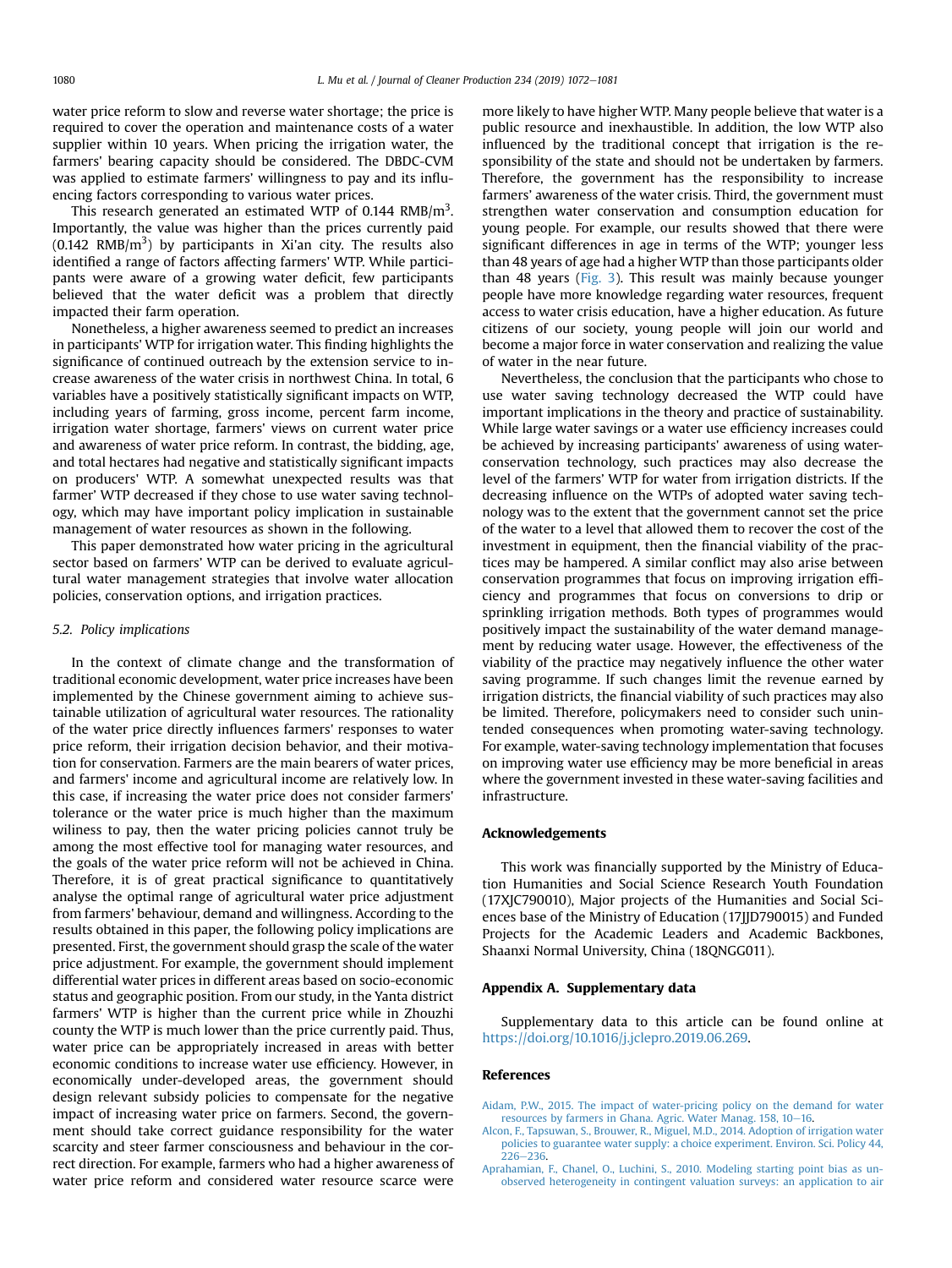water price reform to slow and reverse water shortage; the price is required to cover the operation and maintenance costs of a water supplier within 10 years. When pricing the irrigation water, the farmers' bearing capacity should be considered. The DBDC-CVM was applied to estimate farmers' willingness to pay and its influencing factors corresponding to various water prices.

This research generated an estimated WTP of 0.144 RMB/$m^3$. Importantly, the value was higher than the prices currently paid (0.142 RMB/$m^3$) by participants in Xi'an city. The results also identified a range of factors affecting farmers' WTP. While participants were aware of a growing water deficit, few participants believed that the water deficit was a problem that directly impacted their farm operation.

Nonetheless, a higher awareness seemed to predict an increases in participants' WTP for irrigation water. This finding highlights the significance of continued outreach by the extension service to increase awareness of the water crisis in northwest China. In total, 6 variables have a positively statistically significant impacts on WTP, including years of farming, gross income, percent farm income, irrigation water shortage, farmers' views on current water price and awareness of water price reform. In contrast, the bidding, age, and total hectares had negative and statistically significant impacts on producers' WTP. A somewhat unexpected results was that farmer' WTP decreased if they chose to use water saving technology, which may have important policy implication in sustainable management of water resources as shown in the following.

This paper demonstrated how water pricing in the agricultural sector based on farmers' WTP can be derived to evaluate agricultural water management strategies that involve water allocation policies, conservation options, and irrigation practices.

### 5.2. Policy implications

In the context of climate change and the transformation of traditional economic development, water price increases have been implemented by the Chinese government aiming to achieve sustainable utilization of agricultural water resources. The rationality of the water price directly influences farmers' responses to water price reform, their irrigation decision behavior, and their motivation for conservation. Farmers are the main bearers of water prices, and farmers' income and agricultural income are relatively low. In this case, if increasing the water price does not consider farmers' tolerance or the water price is much higher than the maximum wiliness to pay, then the water pricing policies cannot truly be among the most effective tool for managing water resources, and the goals of the water price reform will not be achieved in China. Therefore, it is of great practical significance to quantitatively analyse the optimal range of agricultural water price adjustment from farmers' behaviour, demand and willingness. According to the results obtained in this paper, the following policy implications are presented. First, the government should grasp the scale of the water price adjustment. For example, the government should implement differential water prices in different areas based on socio-economic status and geographic position. From our study, in the Yanta district farmers' WTP is higher than the current price while in Zhouzhi county the WTP is much lower than the price currently paid. Thus, water price can be appropriately increased in areas with better economic conditions to increase water use efficiency. However, in economically under-developed areas, the government should design relevant subsidy policies to compensate for the negative impact of increasing water price on farmers. Second, the government should take correct guidance responsibility for the water scarcity and steer farmer consciousness and behaviour in the correct direction. For example, farmers who had a higher awareness of water price reform and considered water resource scarce were more likely to have higher WTP. Many people believe that water is a public resource and inexhaustible. In addition, the low WTP also influenced by the traditional concept that irrigation is the responsibility of the state and should not be undertaken by farmers. Therefore, the government has the responsibility to increase farmers' awareness of the water crisis. Third, the government must strengthen water conservation and consumption education for young people. For example, our results showed that there were significant differences in age in terms of the WTP; younger less than 48 years of age had a higher WTP than those participants older than 48 years (Fig. 3). This result was mainly because younger people have more knowledge regarding water resources, frequent access to water crisis education, have a higher education. As future citizens of our society, young people will join our world and become a major force in water conservation and realizing the value of water in the near future.

Nevertheless, the conclusion that the participants who chose to use water saving technology decreased the WTP could have important implications in the theory and practice of sustainability. While large water savings or a water use efficiency increases could be achieved by increasing participants' awareness of using water-conservation technology, such practices may also decrease the level of the farmers' WTP for water from irrigation districts. If the decreasing influence on the WTPs of adopted water saving technology was to the extent that the government cannot set the price of the water to a level that allowed them to recover the cost of the investment in equipment, then the financial viability of the practices may be hampered. A similar conflict may also arise between conservation programmes that focus on improving irrigation efficiency and programmes that focus on conversions to drip or sprinkling irrigation methods. Both types of programmes would positively impact the sustainability of the water demand management by reducing water usage. However, the effectiveness of the viability of the practice may negatively influence the other water saving programme. If such changes limit the revenue earned by irrigation districts, the financial viability of such practices may also be limited. Therefore, policymakers need to consider such unintended consequences when promoting water-saving technology. For example, water-saving technology implementation that focuses on improving water use efficiency may be more beneficial in areas where the government invested in these water-saving facilities and infrastructure.

## Acknowledgements

This work was financially supported by the Ministry of Education Humanities and Social Science Research Youth Foundation (17XJC790010), Major projects of the Humanities and Social Sciences base of the Ministry of Education (17JJD790015) and Funded Projects for the Academic Leaders and Academic Backbones, Shaanxi Normal University, China (18QNGG011).

## Appendix A. Supplementary data

Supplementary data to this article can be found online at https://doi.org/10.1016/j.jclepro.2019.06.269.

## References

Aidam, P.W., 2015. The impact of water-pricing policy on the demand for water resources by farmers in Ghana. Agric. Water Manag. 158, 10–16.

Alcon, F., Tapsuwan, S., Brouwer, R., Miguel, M.D., 2014. Adoption of irrigation water policies to guarantee water supply: a choice experiment. Environ. Sci. Policy 44, 226–236.

Aprahamian, F., Chanel, O., Luchini, S., 2010. Modeling starting point bias as unobserved heterogeneity in contingent valuation surveys: an application to air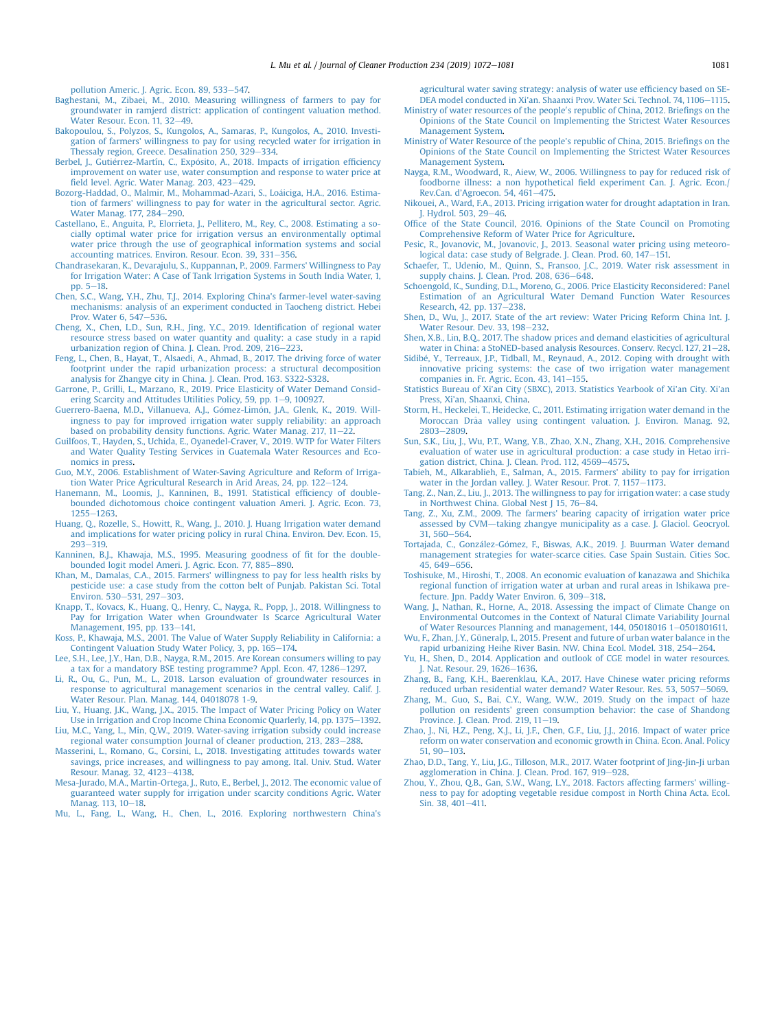pollution Americ. J. Agric. Econ. 89, 533–547.

Baghestani, M., Zibaei, M., 2010. Measuring willingness of farmers to pay for groundwater in ramjerd district: application of contingent valuation method. Water Resour. Econ. 11, 32–49.

Bakopoulou, S., Polyzos, S., Kungolos, A., Samaras, P., Kungolos, A., 2010. Investigation of farmers' willingness to pay for using recycled water for irrigation in Thessaly region, Greece. Desalination 250, 329–334.

Berbel, J., Gutiérrez-Martín, C., Expósito, A., 2018. Impacts of irrigation efficiency improvement on water use, water consumption and response to water price at field level. Agric. Water Manag. 203, 423–429.

Bozorg-Haddad, O., Malmir, M., Mohammad-Azari, S., Loáiciga, H.A., 2016. Estimation of farmers' willingness to pay for water in the agricultural sector. Agric. Water Manag. 177, 284–290.

Castellano, E., Anguita, P., Elorrieta, J., Pellitero, M., Rey, C., 2008. Estimating a socially optimal water price for irrigation versus an environmentally optimal water price through the use of geographical information systems and social accounting matrices. Environ. Resour. Econ. 39, 331–356.

Chandrasekaran, K., Devarajulu, S., Kuppannan, P., 2009. Farmers' Willingness to Pay for Irrigation Water: A Case of Tank Irrigation Systems in South India Water, 1, pp. 5–18.

Chen, S.C., Wang, Y.H., Zhu, T.J., 2014. Exploring China's farmer-level water-saving mechanisms: analysis of an experiment conducted in Taocheng district. Hebei Prov. Water 6, 547–536.

Cheng, X., Chen, L.D., Sun, R.H., Jing, Y.C., 2019. Identification of regional water resource stress based on water quantity and quality: a case study in a rapid urbanization region of China. J. Clean. Prod. 209, 216–223.

Feng, L., Chen, B., Hayat, T., Alsaedi, A., Ahmad, B., 2017. The driving force of water footprint under the rapid urbanization process: a structural decomposition analysis for Zhangye city in China. J. Clean. Prod. 163. S322-S328.

Garrone, P., Grilli, L., Marzano, R., 2019. Price Elasticity of Water Demand Considering Scarcity and Attitudes Utilities Policy, 59, pp. 1–9, 100927.

Guerrero-Baena, M.D., Villanueva, A.J., Gómez-Limón, J.A., Glenk, K., 2019. Willingness to pay for improved irrigation water supply reliability: an approach based on probability density functions. Agric. Water Manag. 217, 11–22.

Guilfoos, T., Hayden, S., Uchida, E., Oyanedel-Craver, V., 2019. WTP for Water Filters and Water Quality Testing Services in Guatemala Water Resources and Economics in press.

Guo, M.Y., 2006. Establishment of Water-Saving Agriculture and Reform of Irrigation Water Price Agricultural Research in Arid Areas, 24, pp. 122–124.

Hanemann, M., Loomis, J., Kanninen, B., 1991. Statistical efficiency of double-bounded dichotomous choice contingent valuation Ameri. J. Agric. Econ. 73, 1255–1263.

Huang, Q., Rozelle, S., Howitt, R., Wang, J., 2010. J. Huang Irrigation water demand and implications for water pricing policy in rural China. Environ. Dev. Econ. 15, 293–319.

Kanninen, B.J., Khawaja, M.S., 1995. Measuring goodness of fit for the double-bounded logit model Ameri. J. Agric. Econ. 77, 885–890.

Khan, M., Damalas, C.A., 2015. Farmers' willingness to pay for less health risks by pesticide use: a case study from the cotton belt of Punjab. Pakistan Sci. Total Environ. 530–531, 297–303.

Knapp, T., Kovacs, K., Huang, Q., Henry, C., Nayga, R., Popp, J., 2018. Willingness to Pay for Irrigation Water when Groundwater Is Scarce Agricultural Water Management, 195, pp. 133–141.

Koss, P., Khawaja, M.S., 2001. The Value of Water Supply Reliability in California: a Contingent Valuation Study Water Policy, 3, pp. 165–174.

Lee, S.H., Lee, J.Y., Han, D.B., Nayga, R.M., 2015. Are Korean consumers willing to pay a tax for a mandatory BSE testing programme? Appl. Econ. 47, 1286–1297.

Li, R., Ou, G., Pun, M., L., 2018. Larson evaluation of groundwater resources in response to agricultural management scenarios in the central valley. Calif. J. Water Resour. Plan. Manag. 144, 04018078 1-9.

Liu, Y., Huang, J.K., Wang, J.X., 2015. The Impact of Water Pricing Policy on Water Use in Irrigation and Crop Income China Economic Quarlerly, 14, pp. 1375–1392.

Liu, M.C., Yang, L., Min, Q.W., 2019. Water-saving irrigation subsidy could increase regional water consumption Journal of cleaner production, 213, 283–288.

Masserini, L., Romano, G., Corsini, L., 2018. Investigating attitudes towards water savings, price increases, and willingness to pay among. Ital. Univ. Stud. Water Resour. Manag. 32, 4123–4138.

Mesa-Jurado, M.A., Martin-Ortega, J., Ruto, E., Berbel, J., 2012. The economic value of guaranteed water supply for irrigation under scarcity conditions Agric. Water Manag. 113, 10–18.

Mu, L., Fang, L., Wang, H., Chen, L., 2016. Exploring northwestern China's agricultural water saving strategy: analysis of water use efficiency based on SE-DEA model conducted in Xi'an. Shaanxi Prov. Water Sci. Technol. 74, 1106–1115.

Ministry of water resources of the people's republic of China, 2012. Briefings on the Opinions of the State Council on Implementing the Strictest Water Resources Management System.

Ministry of Water Resource of the people's republic of China, 2015. Briefings on the Opinions of the State Council on Implementing the Strictest Water Resources Management System.

Nayga, R.M., Woodward, R., Aiew, W., 2006. Willingness to pay for reduced risk of foodborne illness: a non hypothetical field experiment Can. J. Agric. Econ./ Rev.Can. d'Agroecon. 54, 461–475.

Nikouei, A., Ward, F.A., 2013. Pricing irrigation water for drought adaptation in Iran. J. Hydrol. 503, 29–46.

Office of the State Council, 2016. Opinions of the State Council on Promoting Comprehensive Reform of Water Price for Agriculture.

Pesic, R., Jovanovic, M., Jovanovic, J., 2013. Seasonal water pricing using meteorological data: case study of Belgrade. J. Clean. Prod. 60, 147–151.

Schaefer, T., Udenio, M., Quinn, S., Fransoo, J.C., 2019. Water risk assessment in supply chains. J. Clean. Prod. 208, 636–648.

Schoengold, K., Sunding, D.L., Moreno, G., 2006. Price Elasticity Reconsidered: Panel Estimation of an Agricultural Water Demand Function Water Resources Research, 42, pp. 137–238.

Shen, D., Wu, J., 2017. State of the art review: Water Pricing Reform China Int. J. Water Resour. Dev. 33, 198–232.

Shen, X.B., Lin, B.Q., 2017. The shadow prices and demand elasticities of agricultural water in China: a StoNED-based analysis Resources. Conserv. Recycl. 127, 21–28.

Sidibé, Y., Terreaux, J.P., Tidball, M., Reynaud, A., 2012. Coping with drought with innovative pricing systems: the case of two irrigation water management companies in. Fr. Agric. Econ. 43, 141–155.

Statistics Bureau of Xi'an City (SBXC), 2013. Statistics Yearbook of Xi'an City. Xi'an Press, Xi'an, Shaanxi, China.

Storm, H., Heckelei, T., Heidecke, C., 2011. Estimating irrigation water demand in the Moroccan Drâa valley using contingent valuation. J. Environ. Manag. 92, 2803–2809.

Sun, S.K., Liu, J., Wu, P.T., Wang, Y.B., Zhao, X.N., Zhang, X.H., 2016. Comprehensive evaluation of water use in agricultural production: a case study in Hetao irrigation district, China. J. Clean. Prod. 112, 4569–4575.

Tabieh, M., Alkarablieh, E., Salman, A., 2015. Farmers' ability to pay for irrigation water in the Jordan valley. J. Water Resour. Prot. 7, 1157–1173.

Tang, Z., Nan, Z., Liu, J., 2013. The willingness to pay for irrigation water: a case study in Northwest China. Global Nest J 15, 76–84.

Tang, Z., Xu, Z.M., 2009. The farmers' bearing capacity of irrigation water price assessed by CVM—taking zhangye municipality as a case. J. Glaciol. Geocryol. 31, 560–564.

Tortajada, C., González-Gómez, F., Biswas, A.K., 2019. J. Buurman Water demand management strategies for water-scarce cities. Case Spain Sustain. Cities Soc. 45, 649–656.

Toshisuke, M., Hiroshi, T., 2008. An economic evaluation of kanazawa and Shichika regional function of irrigation water at urban and rural areas in Ishikawa prefecture. Jpn. Paddy Water Environ. 6, 309–318.

Wang, J., Nathan, R., Horne, A., 2018. Assessing the impact of Climate Change on Environmental Outcomes in the Context of Natural Climate Variability Journal of Water Resources Planning and management, 144, 05018016 1–0501801611.

Wu, F., Zhan, J.Y., Güneralp, I., 2015. Present and future of urban water balance in the rapid urbanizing Heihe River Basin. NW. China Ecol. Model. 318, 254–264.

Yu, H., Shen, D., 2014. Application and outlook of CGE model in water resources. J. Nat. Resour. 29, 1626–1636.

Zhang, B., Fang, K.H., Baerenklau, K.A., 2017. Have Chinese water pricing reforms reduced urban residential water demand? Water Resour. Res. 53, 5057–5069.

Zhang, M., Guo, S., Bai, C.Y., Wang, W.W., 2019. Study on the impact of haze pollution on residents' green consumption behavior: the case of Shandong Province. J. Clean. Prod. 219, 11–19.

Zhao, J., Ni, H.Z., Peng, X.J., Li, J.F., Chen, G.F., Liu, J.J., 2016. Impact of water price reform on water conservation and economic growth in China. Econ. Anal. Policy 51, 90–103.

Zhao, D.D., Tang, Y., Liu, J.G., Tilloson, M.R., 2017. Water footprint of Jing-Jin-Ji urban agglomeration in China. J. Clean. Prod. 167, 919–928.

Zhou, Y., Zhou, Q.B., Gan, S.W., Wang, L.Y., 2018. Factors affecting farmers' willingness to pay for adopting vegetable residue compost in North China Acta. Ecol. Sin. 38, 401–411.